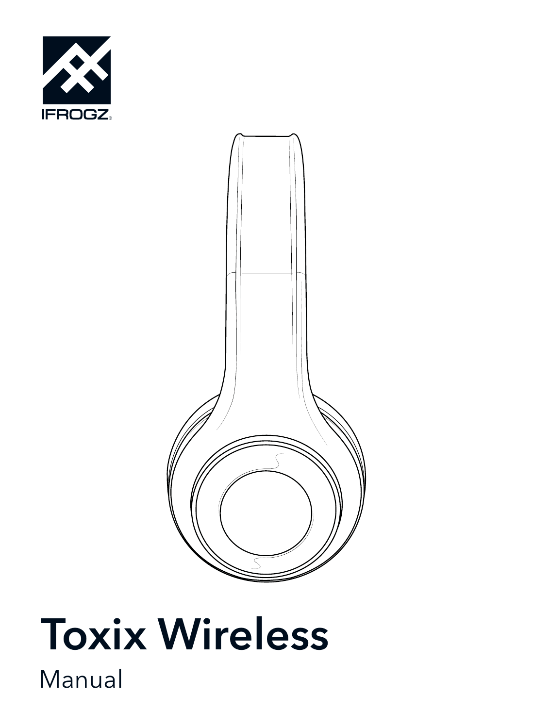IFROGZ®

# Toxix Wireless

Manual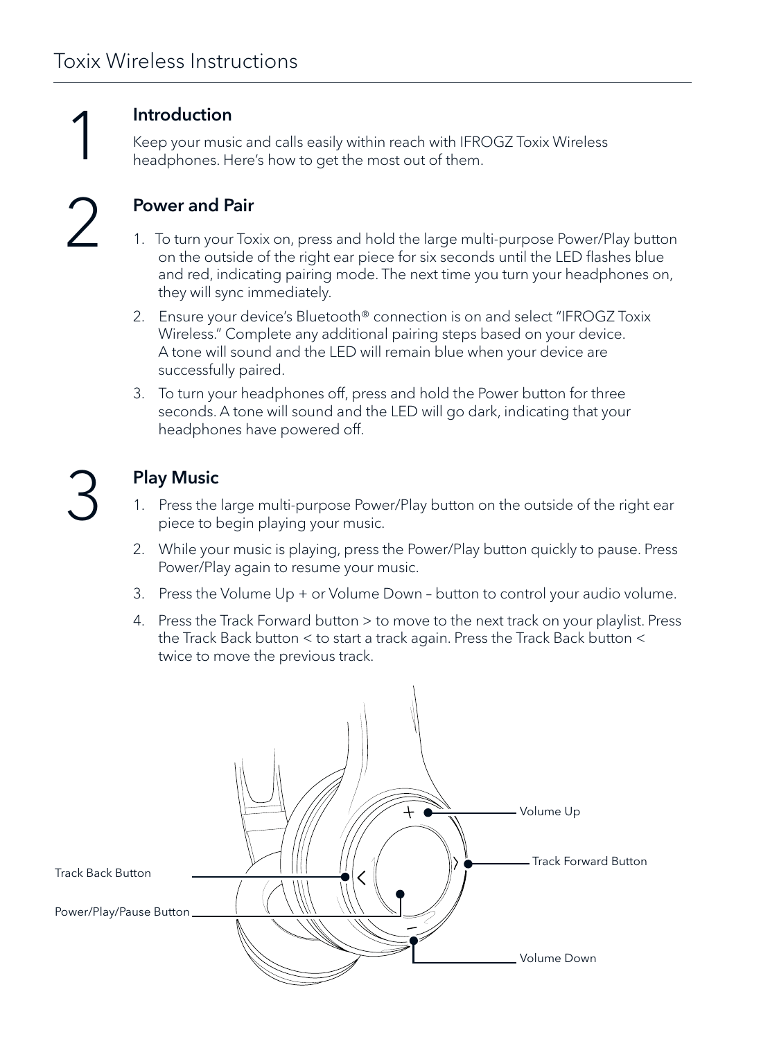# Toxix Wireless Instructions

## 1 Introduction

Keep your music and calls easily within reach with IFROGZ Toxix Wireless headphones. Here's how to get the most out of them.

## 2 Power and Pair

1. To turn your Toxix on, press and hold the large multi-purpose Power/Play button on the outside of the right ear piece for six seconds until the LED flashes blue and red, indicating pairing mode. The next time you turn your headphones on, they will sync immediately.
2. Ensure your device's Bluetooth® connection is on and select "IFROGZ Toxix Wireless." Complete any additional pairing steps based on your device. A tone will sound and the LED will remain blue when your device are successfully paired.
3. To turn your headphones off, press and hold the Power button for three seconds. A tone will sound and the LED will go dark, indicating that your headphones have powered off.

## 3 Play Music

1. Press the large multi-purpose Power/Play button on the outside of the right ear piece to begin playing your music.
2. While your music is playing, press the Power/Play button quickly to pause. Press Power/Play again to resume your music.
3. Press the Volume Up + or Volume Down – button to control your audio volume.
4. Press the Track Forward button > to move to the next track on your playlist. Press the Track Back button < to start a track again. Press the Track Back button < twice to move the previous track.

Volume Up

Track Forward Button

Track Back Button

Power/Play/Pause Button

Volume Down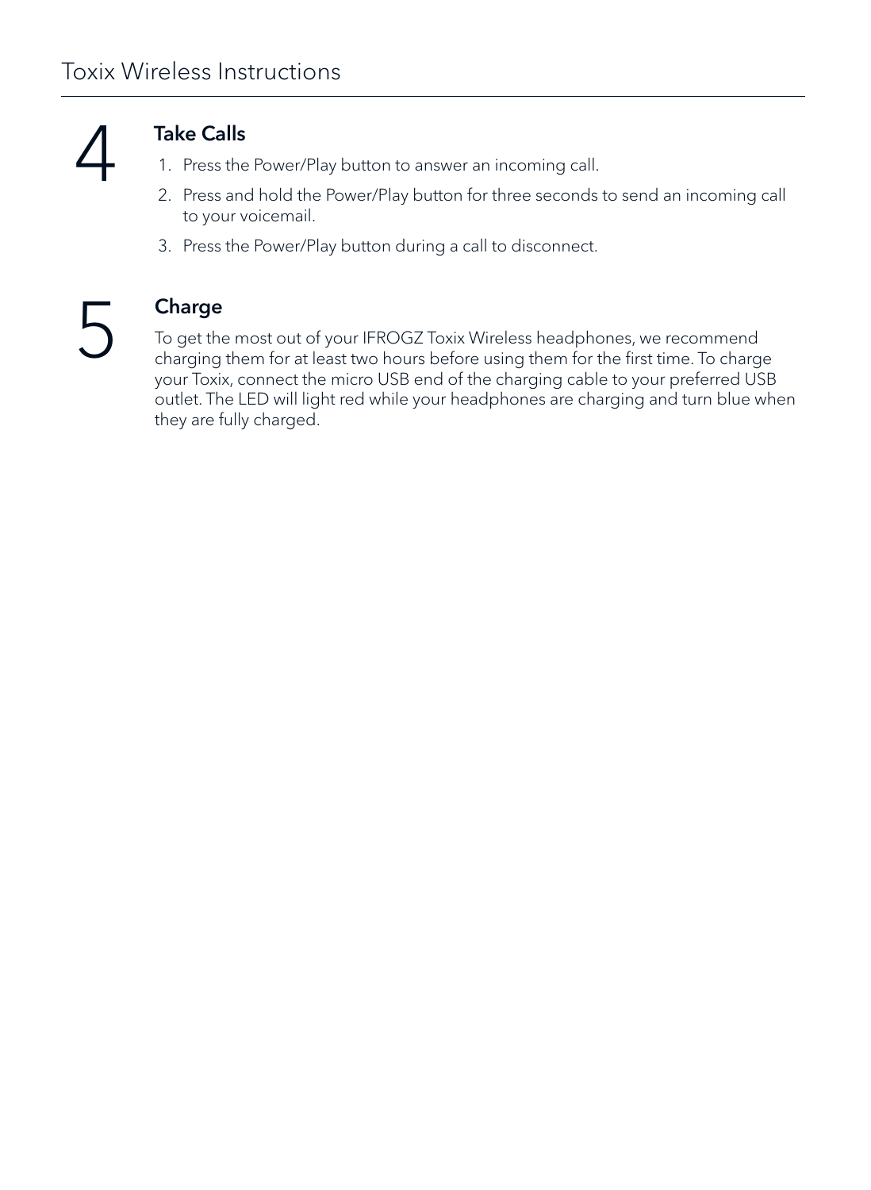## 4 Take Calls

1. Press the Power/Play button to answer an incoming call.
2. Press and hold the Power/Play button for three seconds to send an incoming call to your voicemail.
3. Press the Power/Play button during a call to disconnect.

## 5 Charge

To get the most out of your IFROGZ Toxix Wireless headphones, we recommend charging them for at least two hours before using them for the first time. To charge your Toxix, connect the micro USB end of the charging cable to your preferred USB outlet. The LED will light red while your headphones are charging and turn blue when they are fully charged.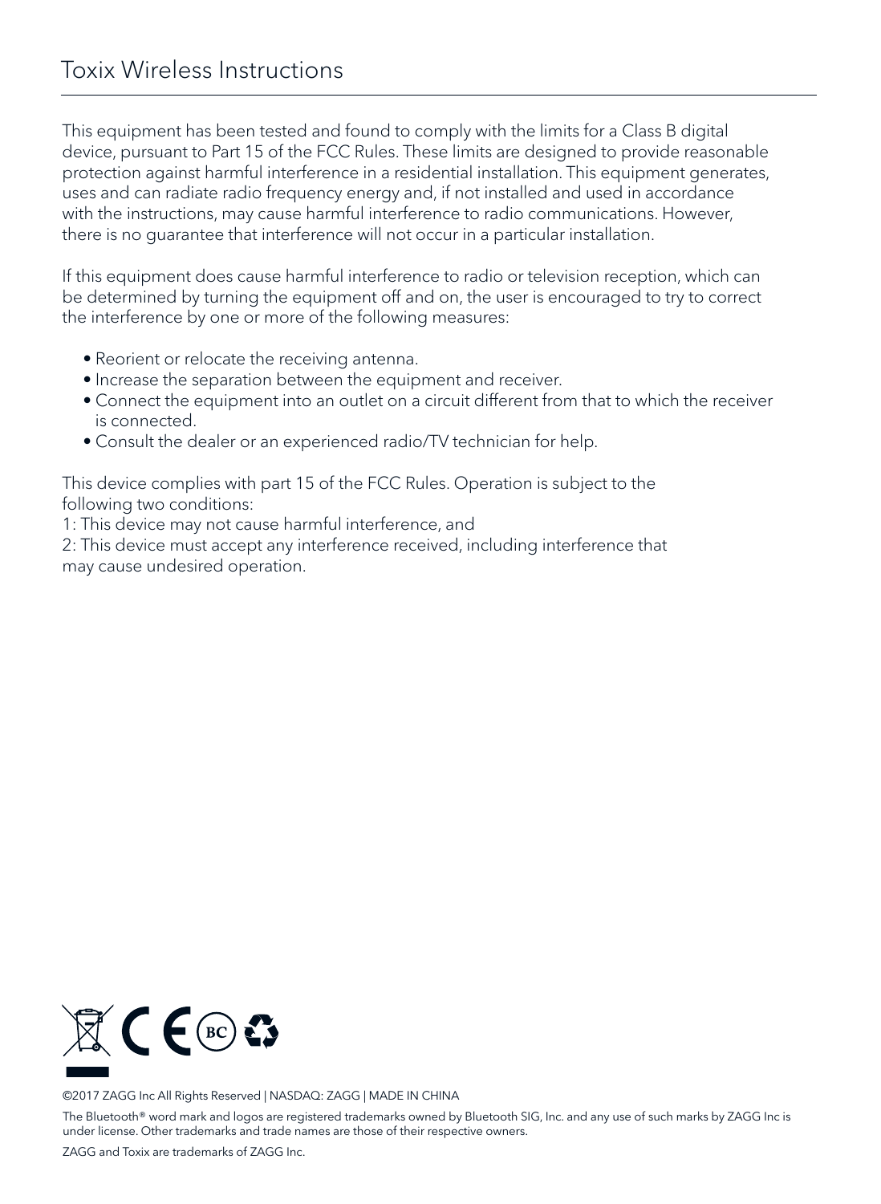# Toxix Wireless Instructions

This equipment has been tested and found to comply with the limits for a Class B digital device, pursuant to Part 15 of the FCC Rules. These limits are designed to provide reasonable protection against harmful interference in a residential installation. This equipment generates, uses and can radiate radio frequency energy and, if not installed and used in accordance with the instructions, may cause harmful interference to radio communications. However, there is no guarantee that interference will not occur in a particular installation.

If this equipment does cause harmful interference to radio or television reception, which can be determined by turning the equipment off and on, the user is encouraged to try to correct the interference by one or more of the following measures:

- Reorient or relocate the receiving antenna.
- Increase the separation between the equipment and receiver.
- Connect the equipment into an outlet on a circuit different from that to which the receiver is connected.
- Consult the dealer or an experienced radio/TV technician for help.

This device complies with part 15 of the FCC Rules. Operation is subject to the following two conditions:

1: This device may not cause harmful interference, and

2: This device must accept any interference received, including interference that may cause undesired operation.

©2017 ZAGG Inc All Rights Reserved | NASDAQ: ZAGG | MADE IN CHINA

The Bluetooth® word mark and logos are registered trademarks owned by Bluetooth SIG, Inc. and any use of such marks by ZAGG Inc is under license. Other trademarks and trade names are those of their respective owners.

ZAGG and Toxix are trademarks of ZAGG Inc.